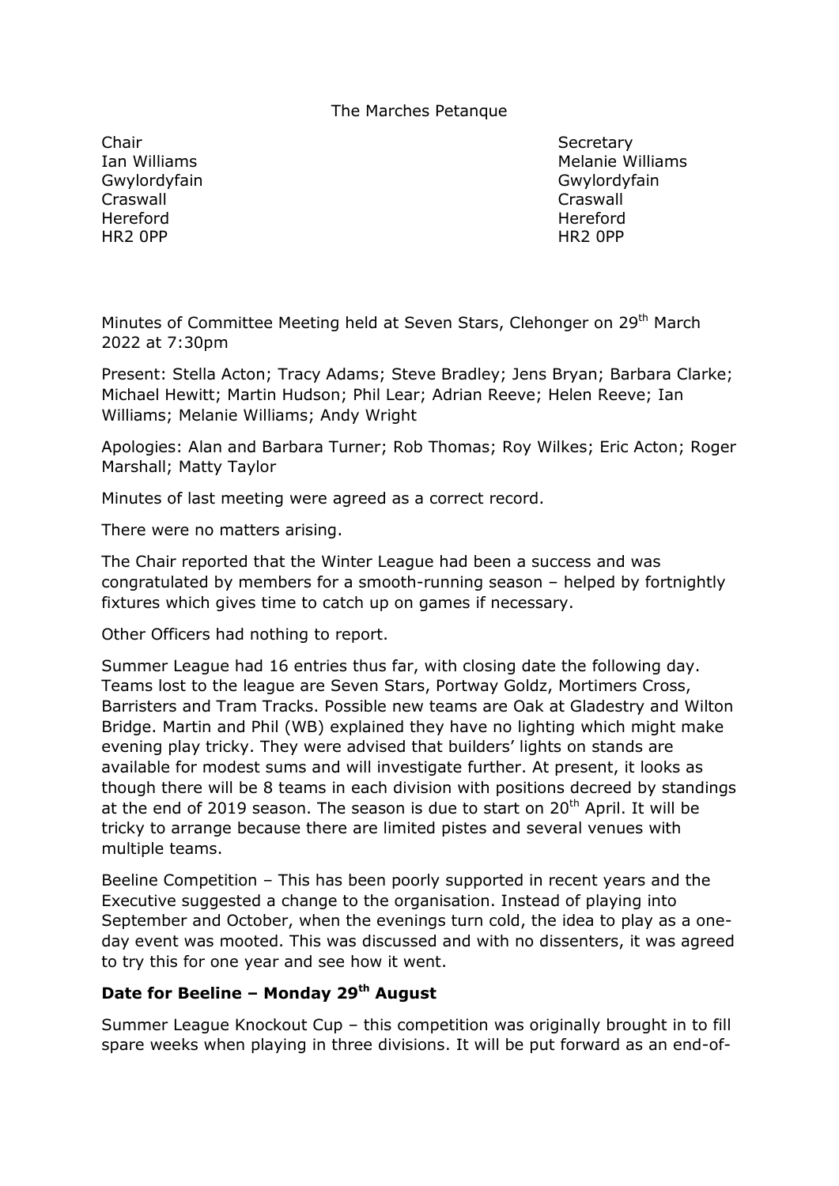The Marches Petanque

Chair
Ian Williams
Gwylordyfain
Craswall
Hereford
HR2 0PP

Secretary
Melanie Williams
Gwylordyfain
Craswall
Hereford
HR2 0PP

Minutes of Committee Meeting held at Seven Stars, Clehonger on 29th March 2022 at 7:30pm

Present: Stella Acton; Tracy Adams; Steve Bradley; Jens Bryan; Barbara Clarke; Michael Hewitt; Martin Hudson; Phil Lear; Adrian Reeve; Helen Reeve; Ian Williams; Melanie Williams; Andy Wright

Apologies: Alan and Barbara Turner; Rob Thomas; Roy Wilkes; Eric Acton; Roger Marshall; Matty Taylor

Minutes of last meeting were agreed as a correct record.

There were no matters arising.

The Chair reported that the Winter League had been a success and was congratulated by members for a smooth-running season – helped by fortnightly fixtures which gives time to catch up on games if necessary.

Other Officers had nothing to report.

Summer League had 16 entries thus far, with closing date the following day. Teams lost to the league are Seven Stars, Portway Goldz, Mortimers Cross, Barristers and Tram Tracks. Possible new teams are Oak at Gladestry and Wilton Bridge. Martin and Phil (WB) explained they have no lighting which might make evening play tricky. They were advised that builders' lights on stands are available for modest sums and will investigate further. At present, it looks as though there will be 8 teams in each division with positions decreed by standings at the end of 2019 season. The season is due to start on 20th April. It will be tricky to arrange because there are limited pistes and several venues with multiple teams.

Beeline Competition – This has been poorly supported in recent years and the Executive suggested a change to the organisation. Instead of playing into September and October, when the evenings turn cold, the idea to play as a one-day event was mooted. This was discussed and with no dissenters, it was agreed to try this for one year and see how it went.

**Date for Beeline – Monday 29th August**

Summer League Knockout Cup – this competition was originally brought in to fill spare weeks when playing in three divisions. It will be put forward as an end-of-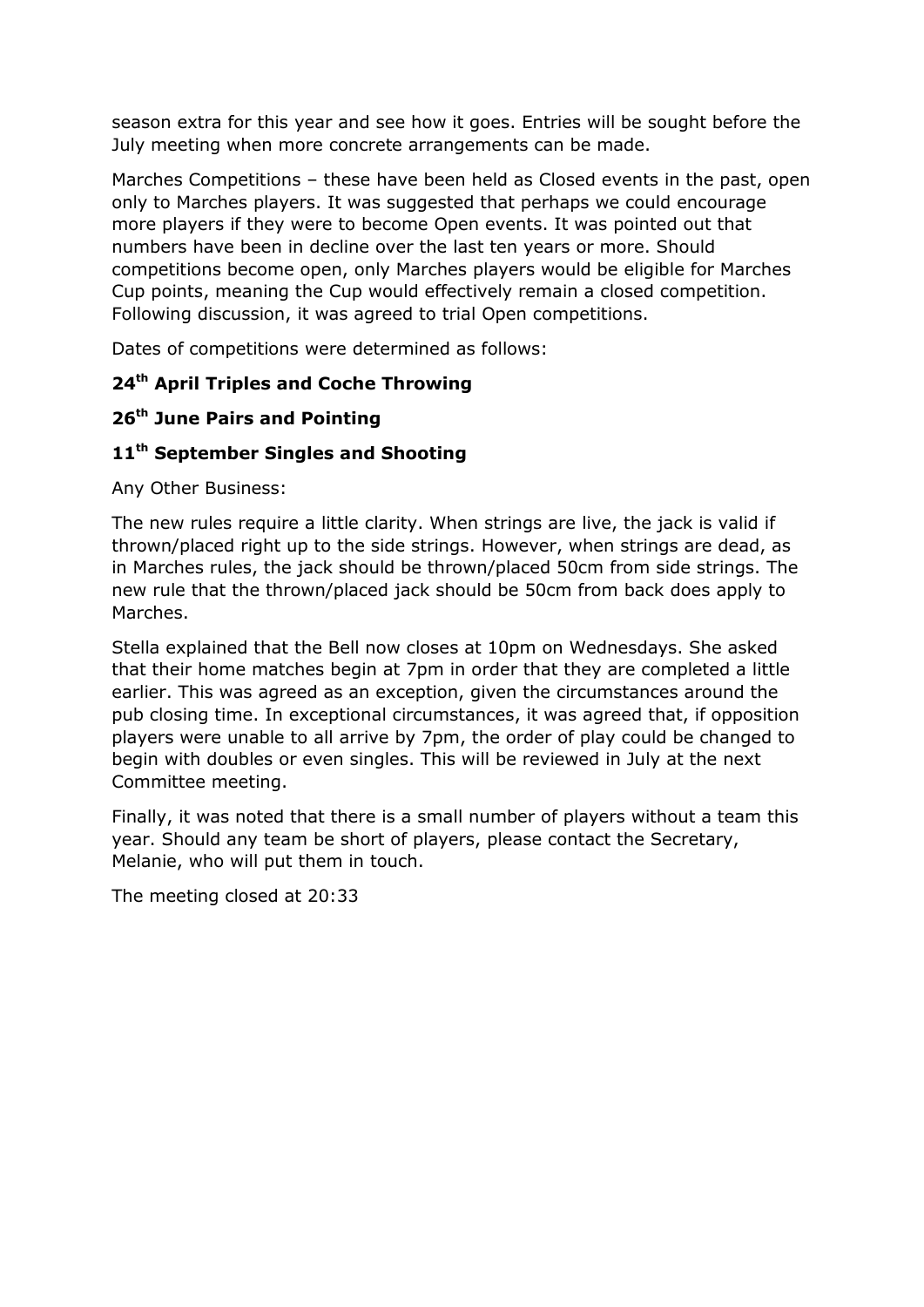season extra for this year and see how it goes. Entries will be sought before the July meeting when more concrete arrangements can be made.

Marches Competitions – these have been held as Closed events in the past, open only to Marches players. It was suggested that perhaps we could encourage more players if they were to become Open events. It was pointed out that numbers have been in decline over the last ten years or more. Should competitions become open, only Marches players would be eligible for Marches Cup points, meaning the Cup would effectively remain a closed competition. Following discussion, it was agreed to trial Open competitions.

Dates of competitions were determined as follows:

**24th April Triples and Coche Throwing**

**26th June Pairs and Pointing**

**11th September Singles and Shooting**

Any Other Business:

The new rules require a little clarity. When strings are live, the jack is valid if thrown/placed right up to the side strings. However, when strings are dead, as in Marches rules, the jack should be thrown/placed 50cm from side strings. The new rule that the thrown/placed jack should be 50cm from back does apply to Marches.

Stella explained that the Bell now closes at 10pm on Wednesdays. She asked that their home matches begin at 7pm in order that they are completed a little earlier. This was agreed as an exception, given the circumstances around the pub closing time. In exceptional circumstances, it was agreed that, if opposition players were unable to all arrive by 7pm, the order of play could be changed to begin with doubles or even singles. This will be reviewed in July at the next Committee meeting.

Finally, it was noted that there is a small number of players without a team this year. Should any team be short of players, please contact the Secretary, Melanie, who will put them in touch.

The meeting closed at 20:33